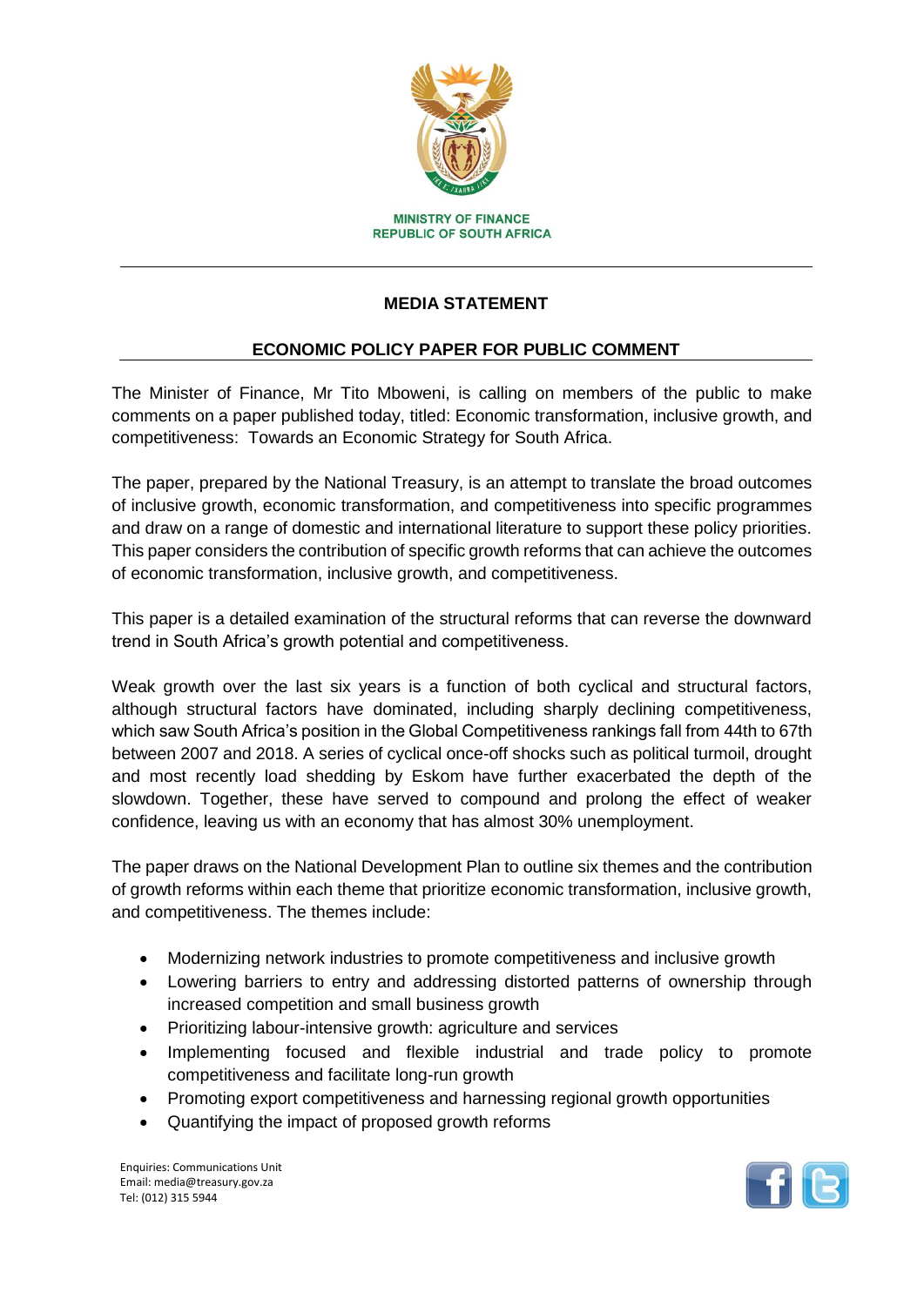MINISTRY OF FINANCE
REPUBLIC OF SOUTH AFRICA

## MEDIA STATEMENT

## ECONOMIC POLICY PAPER FOR PUBLIC COMMENT

The Minister of Finance, Mr Tito Mboweni, is calling on members of the public to make comments on a paper published today, titled: Economic transformation, inclusive growth, and competitiveness: Towards an Economic Strategy for South Africa.

The paper, prepared by the National Treasury, is an attempt to translate the broad outcomes of inclusive growth, economic transformation, and competitiveness into specific programmes and draw on a range of domestic and international literature to support these policy priorities. This paper considers the contribution of specific growth reforms that can achieve the outcomes of economic transformation, inclusive growth, and competitiveness.

This paper is a detailed examination of the structural reforms that can reverse the downward trend in South Africa's growth potential and competitiveness.

Weak growth over the last six years is a function of both cyclical and structural factors, although structural factors have dominated, including sharply declining competitiveness, which saw South Africa's position in the Global Competitiveness rankings fall from 44th to 67th between 2007 and 2018. A series of cyclical once-off shocks such as political turmoil, drought and most recently load shedding by Eskom have further exacerbated the depth of the slowdown. Together, these have served to compound and prolong the effect of weaker confidence, leaving us with an economy that has almost 30% unemployment.

The paper draws on the National Development Plan to outline six themes and the contribution of growth reforms within each theme that prioritize economic transformation, inclusive growth, and competitiveness. The themes include:

- Modernizing network industries to promote competitiveness and inclusive growth
- Lowering barriers to entry and addressing distorted patterns of ownership through increased competition and small business growth
- Prioritizing labour-intensive growth: agriculture and services
- Implementing focused and flexible industrial and trade policy to promote competitiveness and facilitate long-run growth
- Promoting export competitiveness and harnessing regional growth opportunities
- Quantifying the impact of proposed growth reforms

Enquiries: Communications Unit
Email: media@treasury.gov.za
Tel: (012) 315 5944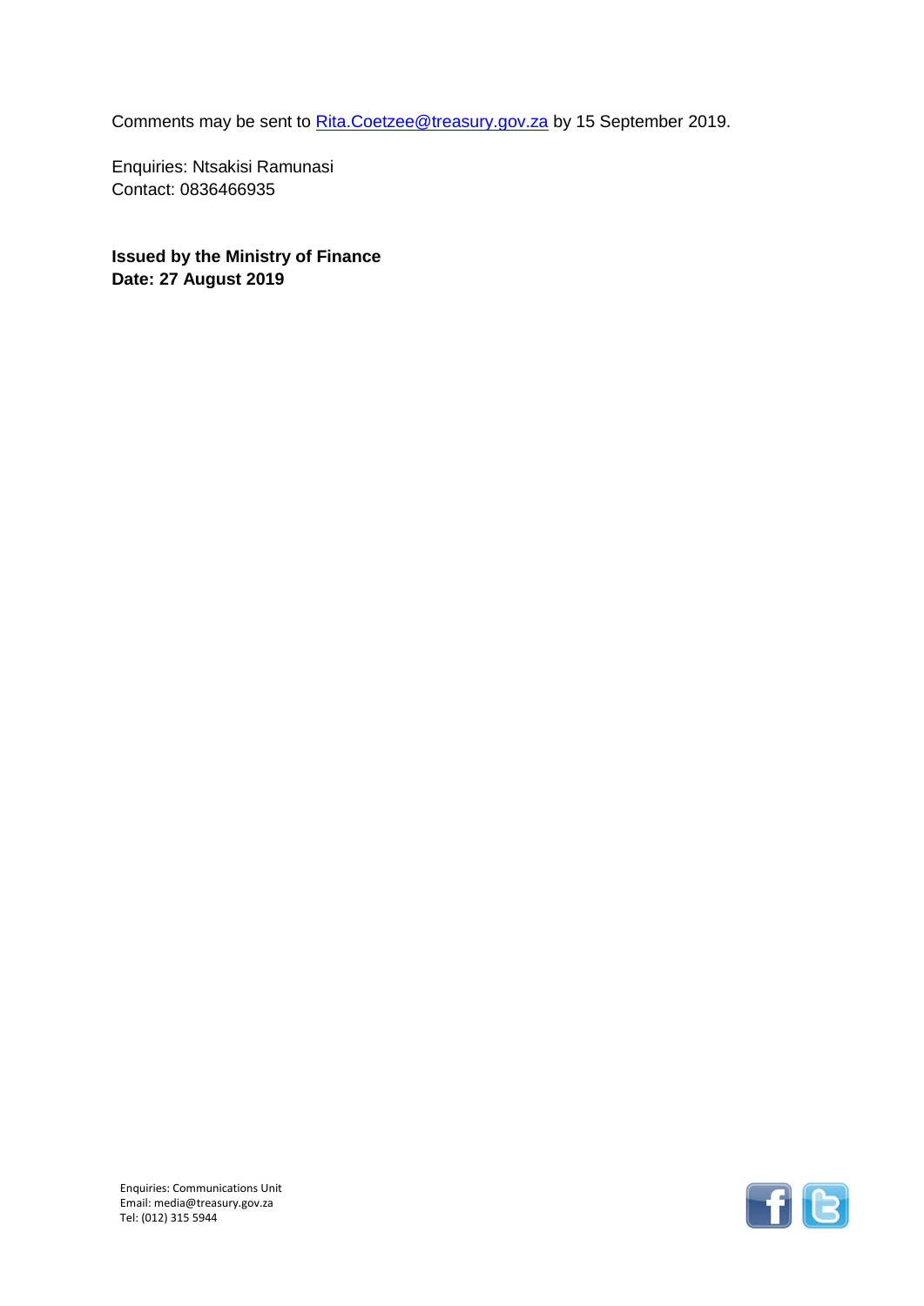Comments may be sent to Rita.Coetzee@treasury.gov.za by 15 September 2019.

Enquiries: Ntsakisi Ramunasi
Contact: 0836466935

**Issued by the Ministry of Finance**
**Date: 27 August 2019**